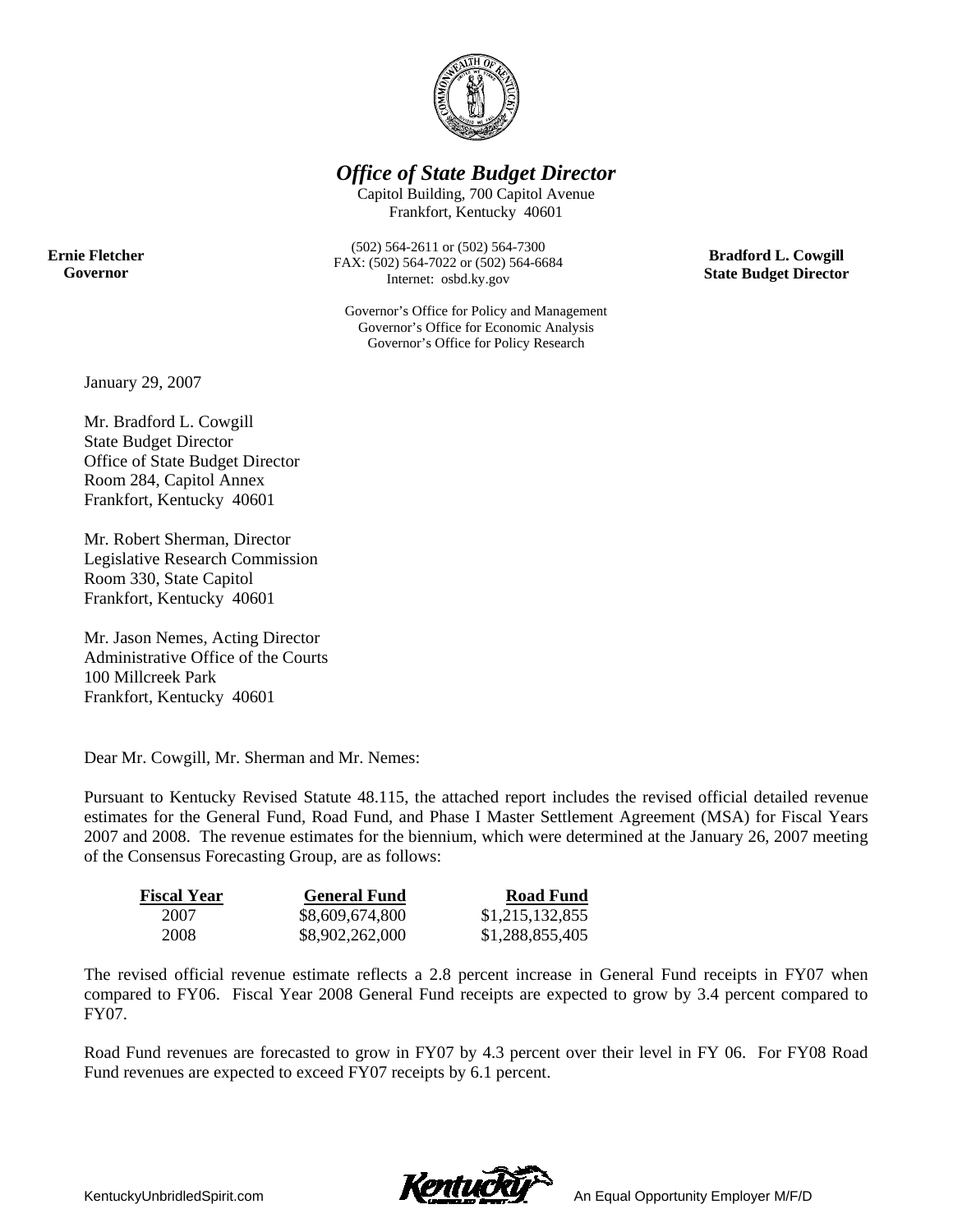# *Office of State Budget Director*

Capitol Building, 700 Capitol Avenue
Frankfort, Kentucky 40601

**Ernie Fletcher**
**Governor**

(502) 564-2611 or (502) 564-7300
FAX: (502) 564-7022 or (502) 564-6684
Internet: osbd.ky.gov

**Bradford L. Cowgill**
**State Budget Director**

Governor's Office for Policy and Management
Governor's Office for Economic Analysis
Governor's Office for Policy Research

January 29, 2007

Mr. Bradford L. Cowgill
State Budget Director
Office of State Budget Director
Room 284, Capitol Annex
Frankfort, Kentucky 40601

Mr. Robert Sherman, Director
Legislative Research Commission
Room 330, State Capitol
Frankfort, Kentucky 40601

Mr. Jason Nemes, Acting Director
Administrative Office of the Courts
100 Millcreek Park
Frankfort, Kentucky 40601

Dear Mr. Cowgill, Mr. Sherman and Mr. Nemes:

Pursuant to Kentucky Revised Statute 48.115, the attached report includes the revised official detailed revenue estimates for the General Fund, Road Fund, and Phase I Master Settlement Agreement (MSA) for Fiscal Years 2007 and 2008. The revenue estimates for the biennium, which were determined at the January 26, 2007 meeting of the Consensus Forecasting Group, are as follows:

| Fiscal Year | General Fund | Road Fund |
|---|---|---|
| 2007 | $8,609,674,800 | $1,215,132,855 |
| 2008 | $8,902,262,000 | $1,288,855,405 |

The revised official revenue estimate reflects a 2.8 percent increase in General Fund receipts in FY07 when compared to FY06. Fiscal Year 2008 General Fund receipts are expected to grow by 3.4 percent compared to FY07.

Road Fund revenues are forecasted to grow in FY07 by 4.3 percent over their level in FY 06. For FY08 Road Fund revenues are expected to exceed FY07 receipts by 6.1 percent.

KentuckyUnbridledSpirit.com

An Equal Opportunity Employer M/F/D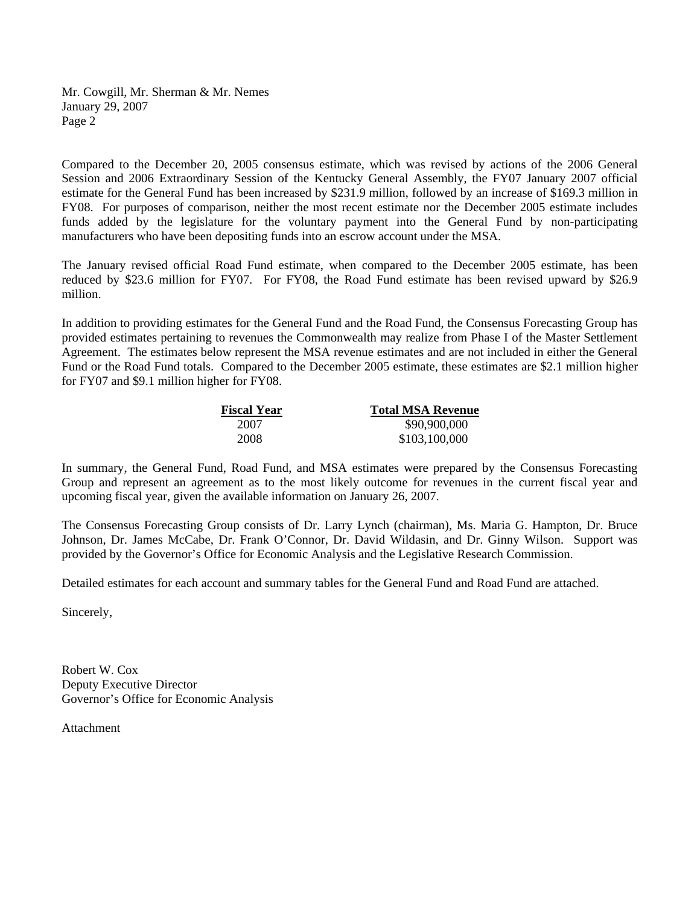Compared to the December 20, 2005 consensus estimate, which was revised by actions of the 2006 General Session and 2006 Extraordinary Session of the Kentucky General Assembly, the FY07 January 2007 official estimate for the General Fund has been increased by $231.9 million, followed by an increase of $169.3 million in FY08. For purposes of comparison, neither the most recent estimate nor the December 2005 estimate includes funds added by the legislature for the voluntary payment into the General Fund by non-participating manufacturers who have been depositing funds into an escrow account under the MSA.

The January revised official Road Fund estimate, when compared to the December 2005 estimate, has been reduced by $23.6 million for FY07. For FY08, the Road Fund estimate has been revised upward by $26.9 million.

In addition to providing estimates for the General Fund and the Road Fund, the Consensus Forecasting Group has provided estimates pertaining to revenues the Commonwealth may realize from Phase I of the Master Settlement Agreement. The estimates below represent the MSA revenue estimates and are not included in either the General Fund or the Road Fund totals. Compared to the December 2005 estimate, these estimates are $2.1 million higher for FY07 and $9.1 million higher for FY08.

| Fiscal Year | Total MSA Revenue |
|---|---|
| 2007 | $90,900,000 |
| 2008 | $103,100,000 |

In summary, the General Fund, Road Fund, and MSA estimates were prepared by the Consensus Forecasting Group and represent an agreement as to the most likely outcome for revenues in the current fiscal year and upcoming fiscal year, given the available information on January 26, 2007.

The Consensus Forecasting Group consists of Dr. Larry Lynch (chairman), Ms. Maria G. Hampton, Dr. Bruce Johnson, Dr. James McCabe, Dr. Frank O'Connor, Dr. David Wildasin, and Dr. Ginny Wilson. Support was provided by the Governor's Office for Economic Analysis and the Legislative Research Commission.

Detailed estimates for each account and summary tables for the General Fund and Road Fund are attached.

Sincerely,

Robert W. Cox  
Deputy Executive Director  
Governor's Office for Economic Analysis

Attachment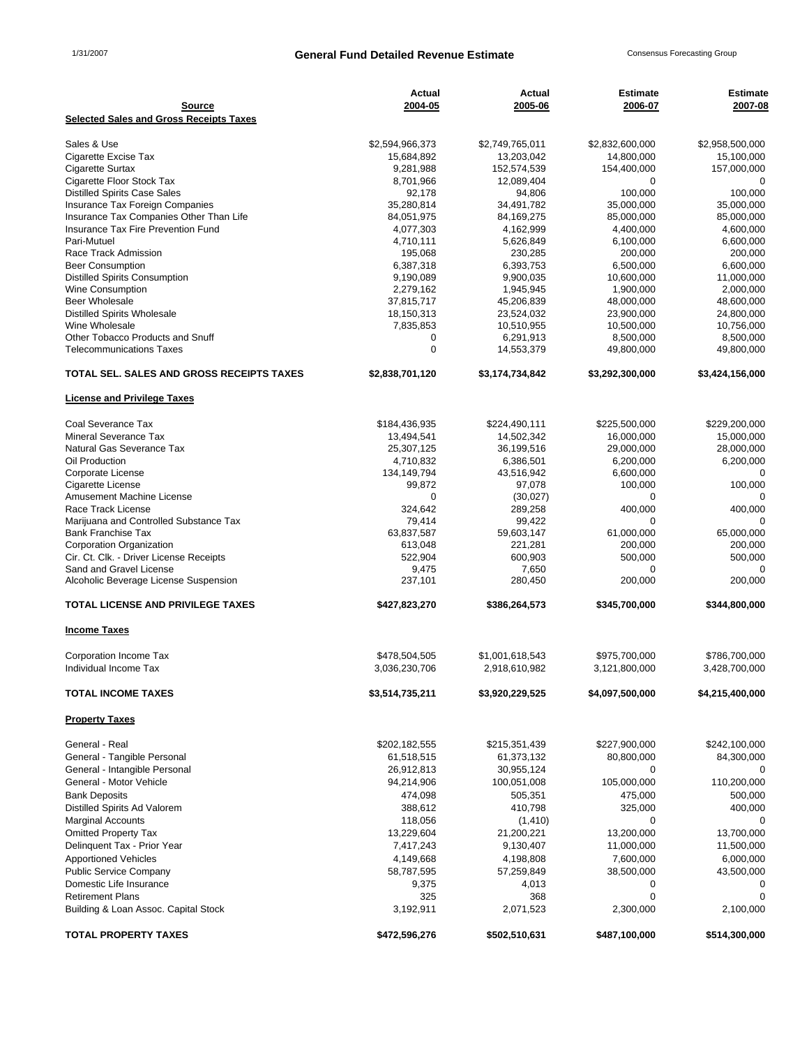# General Fund Detailed Revenue Estimate

1/31/2007 — Consensus Forecasting Group

| Source | Actual 2004-05 | Actual 2005-06 | Estimate 2006-07 | Estimate 2007-08 |
|---|---|---|---|---|
| **Selected Sales and Gross Receipts Taxes** | | | | |
| Sales & Use | $2,594,966,373 | $2,749,765,011 | $2,832,600,000 | $2,958,500,000 |
| Cigarette Excise Tax | 15,684,892 | 13,203,042 | 14,800,000 | 15,100,000 |
| Cigarette Surtax | 9,281,988 | 152,574,539 | 154,400,000 | 157,000,000 |
| Cigarette Floor Stock Tax | 8,701,966 | 12,089,404 | 0 | 0 |
| Distilled Spirits Case Sales | 92,178 | 94,806 | 100,000 | 100,000 |
| Insurance Tax Foreign Companies | 35,280,814 | 34,491,782 | 35,000,000 | 35,000,000 |
| Insurance Tax Companies Other Than Life | 84,051,975 | 84,169,275 | 85,000,000 | 85,000,000 |
| Insurance Tax Fire Prevention Fund | 4,077,303 | 4,162,999 | 4,400,000 | 4,600,000 |
| Pari-Mutuel | 4,710,111 | 5,626,849 | 6,100,000 | 6,600,000 |
| Race Track Admission | 195,068 | 230,285 | 200,000 | 200,000 |
| Beer Consumption | 6,387,318 | 6,393,753 | 6,500,000 | 6,600,000 |
| Distilled Spirits Consumption | 9,190,089 | 9,900,035 | 10,600,000 | 11,000,000 |
| Wine Consumption | 2,279,162 | 1,945,945 | 1,900,000 | 2,000,000 |
| Beer Wholesale | 37,815,717 | 45,206,839 | 48,000,000 | 48,600,000 |
| Distilled Spirits Wholesale | 18,150,313 | 23,524,032 | 23,900,000 | 24,800,000 |
| Wine Wholesale | 7,835,853 | 10,510,955 | 10,500,000 | 10,756,000 |
| Other Tobacco Products and Snuff | 0 | 6,291,913 | 8,500,000 | 8,500,000 |
| Telecommunications Taxes | 0 | 14,553,379 | 49,800,000 | 49,800,000 |
| **TOTAL SEL. SALES AND GROSS RECEIPTS TAXES** | **$2,838,701,120** | **$3,174,734,842** | **$3,292,300,000** | **$3,424,156,000** |
| **License and Privilege Taxes** | | | | |
| Coal Severance Tax | $184,436,935 | $224,490,111 | $225,500,000 | $229,200,000 |
| Mineral Severance Tax | 13,494,541 | 14,502,342 | 16,000,000 | 15,000,000 |
| Natural Gas Severance Tax | 25,307,125 | 36,199,516 | 29,000,000 | 28,000,000 |
| Oil Production | 4,710,832 | 6,386,501 | 6,200,000 | 6,200,000 |
| Corporate License | 134,149,794 | 43,516,942 | 6,600,000 | 0 |
| Cigarette License | 99,872 | 97,078 | 100,000 | 100,000 |
| Amusement Machine License | 0 | (30,027) | 0 | 0 |
| Race Track License | 324,642 | 289,258 | 400,000 | 400,000 |
| Marijuana and Controlled Substance Tax | 79,414 | 99,422 | 0 | 0 |
| Bank Franchise Tax | 63,837,587 | 59,603,147 | 61,000,000 | 65,000,000 |
| Corporation Organization | 613,048 | 221,281 | 200,000 | 200,000 |
| Cir. Ct. Clk. - Driver License Receipts | 522,904 | 600,903 | 500,000 | 500,000 |
| Sand and Gravel License | 9,475 | 7,650 | 0 | 0 |
| Alcoholic Beverage License Suspension | 237,101 | 280,450 | 200,000 | 200,000 |
| **TOTAL LICENSE AND PRIVILEGE TAXES** | **$427,823,270** | **$386,264,573** | **$345,700,000** | **$344,800,000** |
| **Income Taxes** | | | | |
| Corporation Income Tax | $478,504,505 | $1,001,618,543 | $975,700,000 | $786,700,000 |
| Individual Income Tax | 3,036,230,706 | 2,918,610,982 | 3,121,800,000 | 3,428,700,000 |
| **TOTAL INCOME TAXES** | **$3,514,735,211** | **$3,920,229,525** | **$4,097,500,000** | **$4,215,400,000** |
| **Property Taxes** | | | | |
| General - Real | $202,182,555 | $215,351,439 | $227,900,000 | $242,100,000 |
| General - Tangible Personal | 61,518,515 | 61,373,132 | 80,800,000 | 84,300,000 |
| General - Intangible Personal | 26,912,813 | 30,955,124 | 0 | 0 |
| General - Motor Vehicle | 94,214,906 | 100,051,008 | 105,000,000 | 110,200,000 |
| Bank Deposits | 474,098 | 505,351 | 475,000 | 500,000 |
| Distilled Spirits Ad Valorem | 388,612 | 410,798 | 325,000 | 400,000 |
| Marginal Accounts | 118,056 | (1,410) | 0 | 0 |
| Omitted Property Tax | 13,229,604 | 21,200,221 | 13,200,000 | 13,700,000 |
| Delinquent Tax - Prior Year | 7,417,243 | 9,130,407 | 11,000,000 | 11,500,000 |
| Apportioned Vehicles | 4,149,668 | 4,198,808 | 7,600,000 | 6,000,000 |
| Public Service Company | 58,787,595 | 57,259,849 | 38,500,000 | 43,500,000 |
| Domestic Life Insurance | 9,375 | 4,013 | 0 | 0 |
| Retirement Plans | 325 | 368 | 0 | 0 |
| Building & Loan Assoc. Capital Stock | 3,192,911 | 2,071,523 | 2,300,000 | 2,100,000 |
| **TOTAL PROPERTY TAXES** | **$472,596,276** | **$502,510,631** | **$487,100,000** | **$514,300,000** |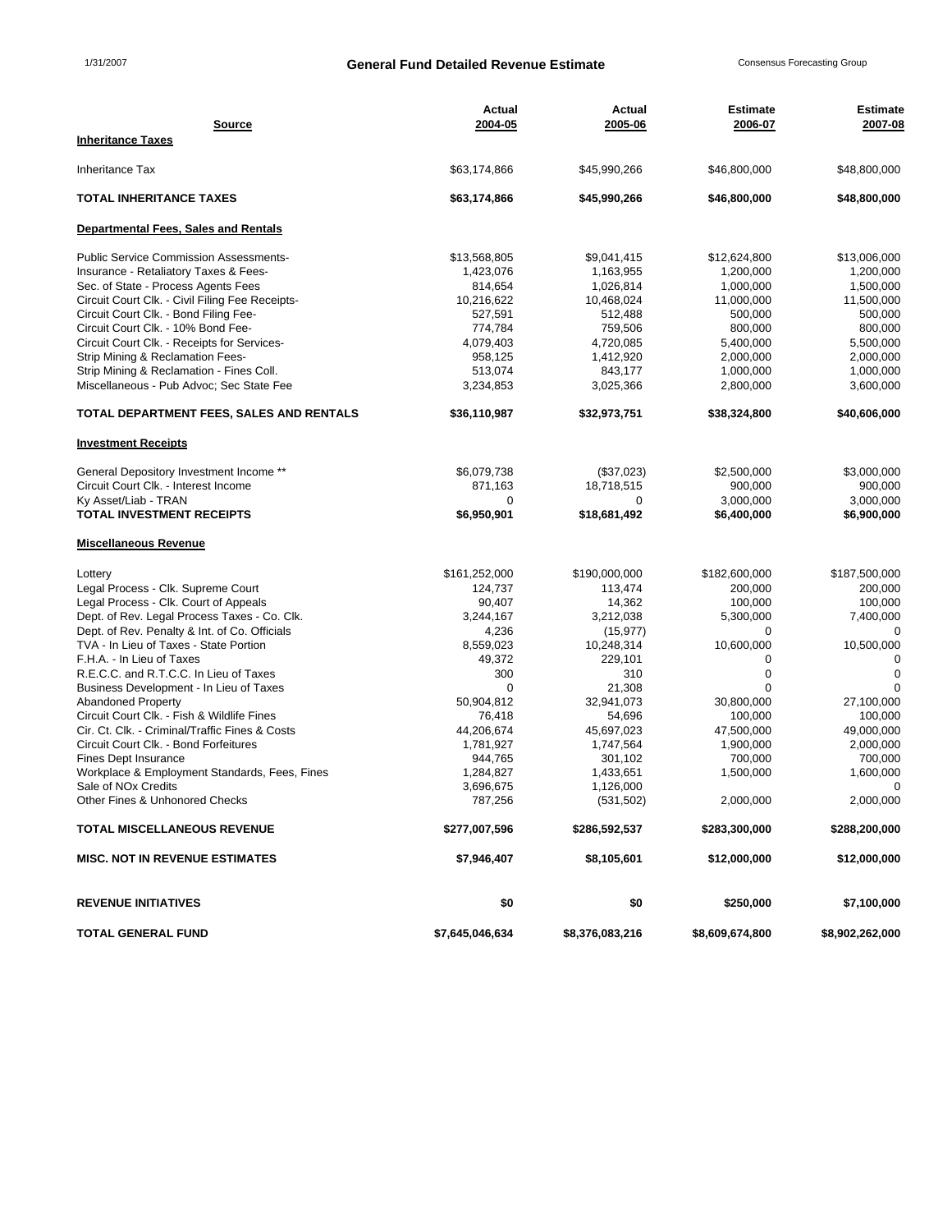1/31/2007 **General Fund Detailed Revenue Estimate** Consensus Forecasting Group

| Source | Actual 2004-05 | Actual 2005-06 | Estimate 2006-07 | Estimate 2007-08 |
|---|---|---|---|---|
| **Inheritance Taxes** | | | | |
| Inheritance Tax | $63,174,866 | $45,990,266 | $46,800,000 | $48,800,000 |
| **TOTAL INHERITANCE TAXES** | **$63,174,866** | **$45,990,266** | **$46,800,000** | **$48,800,000** |
| **Departmental Fees, Sales and Rentals** | | | | |
| Public Service Commission Assessments- | $13,568,805 | $9,041,415 | $12,624,800 | $13,006,000 |
| Insurance - Retaliatory Taxes & Fees- | 1,423,076 | 1,163,955 | 1,200,000 | 1,200,000 |
| Sec. of State - Process Agents Fees | 814,654 | 1,026,814 | 1,000,000 | 1,500,000 |
| Circuit Court Clk. - Civil Filing Fee Receipts- | 10,216,622 | 10,468,024 | 11,000,000 | 11,500,000 |
| Circuit Court Clk. - Bond Filing Fee- | 527,591 | 512,488 | 500,000 | 500,000 |
| Circuit Court Clk. - 10% Bond Fee- | 774,784 | 759,506 | 800,000 | 800,000 |
| Circuit Court Clk. - Receipts for Services- | 4,079,403 | 4,720,085 | 5,400,000 | 5,500,000 |
| Strip Mining & Reclamation Fees- | 958,125 | 1,412,920 | 2,000,000 | 2,000,000 |
| Strip Mining & Reclamation - Fines Coll. | 513,074 | 843,177 | 1,000,000 | 1,000,000 |
| Miscellaneous - Pub Advoc; Sec State Fee | 3,234,853 | 3,025,366 | 2,800,000 | 3,600,000 |
| **TOTAL DEPARTMENT FEES, SALES AND RENTALS** | **$36,110,987** | **$32,973,751** | **$38,324,800** | **$40,606,000** |
| **Investment Receipts** | | | | |
| General Depository Investment Income ** | $6,079,738 | ($37,023) | $2,500,000 | $3,000,000 |
| Circuit Court Clk. - Interest Income | 871,163 | 18,718,515 | 900,000 | 900,000 |
| Ky Asset/Liab - TRAN | 0 | 0 | 3,000,000 | 3,000,000 |
| **TOTAL INVESTMENT RECEIPTS** | **$6,950,901** | **$18,681,492** | **$6,400,000** | **$6,900,000** |
| **Miscellaneous Revenue** | | | | |
| Lottery | $161,252,000 | $190,000,000 | $182,600,000 | $187,500,000 |
| Legal Process - Clk. Supreme Court | 124,737 | 113,474 | 200,000 | 200,000 |
| Legal Process - Clk. Court of Appeals | 90,407 | 14,362 | 100,000 | 100,000 |
| Dept. of Rev. Legal Process Taxes - Co. Clk. | 3,244,167 | 3,212,038 | 5,300,000 | 7,400,000 |
| Dept. of Rev. Penalty & Int. of Co. Officials | 4,236 | (15,977) | 0 | 0 |
| TVA - In Lieu of Taxes - State Portion | 8,559,023 | 10,248,314 | 10,600,000 | 10,500,000 |
| F.H.A. - In Lieu of Taxes | 49,372 | 229,101 | 0 | 0 |
| R.E.C.C. and R.T.C.C. In Lieu of Taxes | 300 | 310 | 0 | 0 |
| Business Development - In Lieu of Taxes | 0 | 21,308 | 0 | 0 |
| Abandoned Property | 50,904,812 | 32,941,073 | 30,800,000 | 27,100,000 |
| Circuit Court Clk. - Fish & Wildlife Fines | 76,418 | 54,696 | 100,000 | 100,000 |
| Cir. Ct. Clk. - Criminal/Traffic Fines & Costs | 44,206,674 | 45,697,023 | 47,500,000 | 49,000,000 |
| Circuit Court Clk. - Bond Forfeitures | 1,781,927 | 1,747,564 | 1,900,000 | 2,000,000 |
| Fines Dept Insurance | 944,765 | 301,102 | 700,000 | 700,000 |
| Workplace & Employment Standards, Fees, Fines | 1,284,827 | 1,433,651 | 1,500,000 | 1,600,000 |
| Sale of NOx Credits | 3,696,675 | 1,126,000 | | 0 |
| Other Fines & Unhonored Checks | 787,256 | (531,502) | 2,000,000 | 2,000,000 |
| **TOTAL MISCELLANEOUS REVENUE** | **$277,007,596** | **$286,592,537** | **$283,300,000** | **$288,200,000** |
| **MISC. NOT IN REVENUE ESTIMATES** | **$7,946,407** | **$8,105,601** | **$12,000,000** | **$12,000,000** |
| **REVENUE INITIATIVES** | **$0** | **$0** | **$250,000** | **$7,100,000** |
| **TOTAL GENERAL FUND** | **$7,645,046,634** | **$8,376,083,216** | **$8,609,674,800** | **$8,902,262,000** |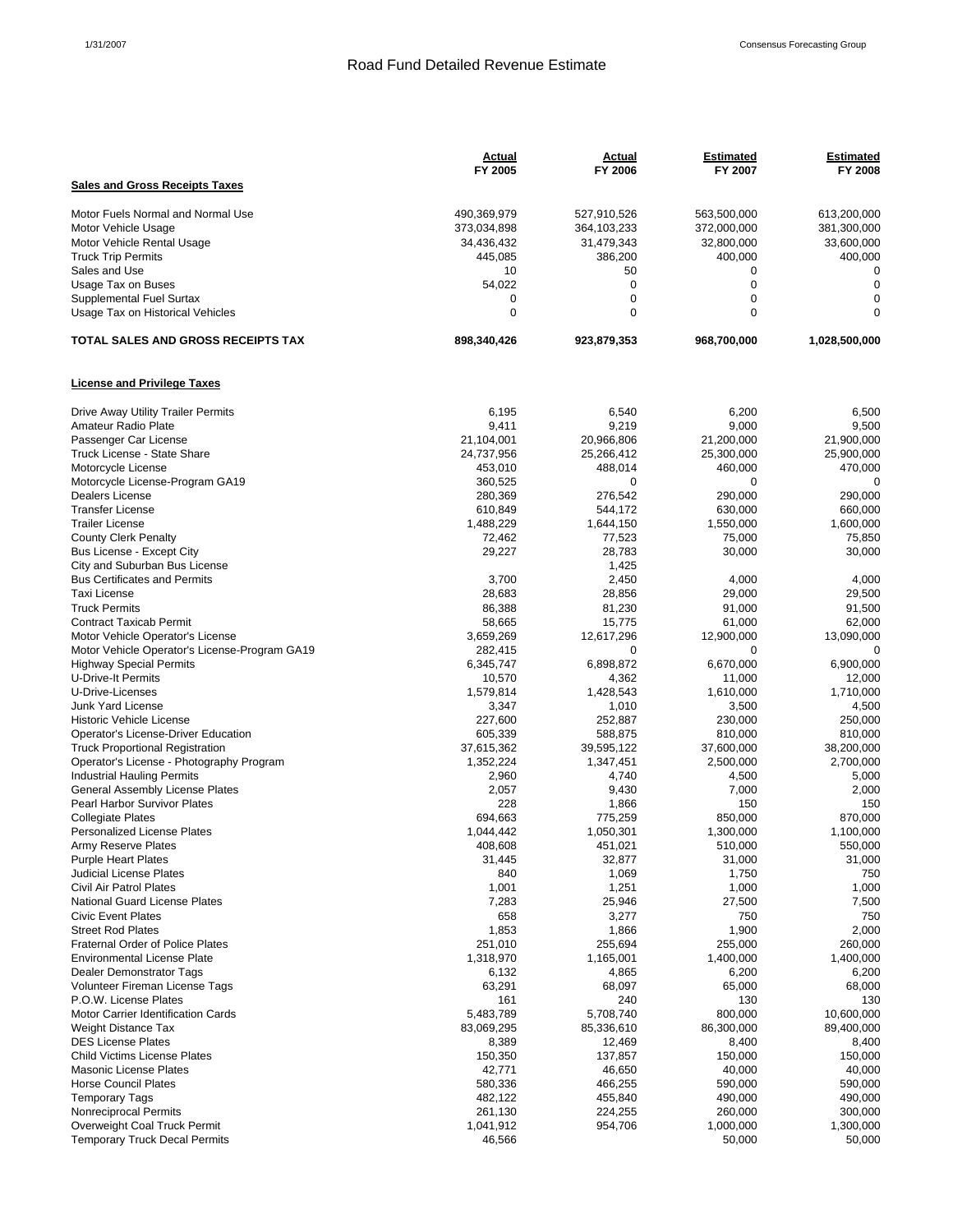# Road Fund Detailed Revenue Estimate

| | Actual FY 2005 | Actual FY 2006 | Estimated FY 2007 | Estimated FY 2008 |
|---|---|---|---|---|
| **Sales and Gross Receipts Taxes** | | | | |
| Motor Fuels Normal and Normal Use | 490,369,979 | 527,910,526 | 563,500,000 | 613,200,000 |
| Motor Vehicle Usage | 373,034,898 | 364,103,233 | 372,000,000 | 381,300,000 |
| Motor Vehicle Rental Usage | 34,436,432 | 31,479,343 | 32,800,000 | 33,600,000 |
| Truck Trip Permits | 445,085 | 386,200 | 400,000 | 400,000 |
| Sales and Use | 10 | 50 | 0 | 0 |
| Usage Tax on Buses | 54,022 | 0 | 0 | 0 |
| Supplemental Fuel Surtax | 0 | 0 | 0 | 0 |
| Usage Tax on Historical Vehicles | 0 | 0 | 0 | 0 |
| **TOTAL SALES AND GROSS RECEIPTS TAX** | **898,340,426** | **923,879,353** | **968,700,000** | **1,028,500,000** |
| **License and Privilege Taxes** | | | | |
| Drive Away Utility Trailer Permits | 6,195 | 6,540 | 6,200 | 6,500 |
| Amateur Radio Plate | 9,411 | 9,219 | 9,000 | 9,500 |
| Passenger Car License | 21,104,001 | 20,966,806 | 21,200,000 | 21,900,000 |
| Truck License - State Share | 24,737,956 | 25,266,412 | 25,300,000 | 25,900,000 |
| Motorcycle License | 453,010 | 488,014 | 460,000 | 470,000 |
| Motorcycle License-Program GA19 | 360,525 | 0 | 0 | 0 |
| Dealers License | 280,369 | 276,542 | 290,000 | 290,000 |
| Transfer License | 610,849 | 544,172 | 630,000 | 660,000 |
| Trailer License | 1,488,229 | 1,644,150 | 1,550,000 | 1,600,000 |
| County Clerk Penalty | 72,462 | 77,523 | 75,000 | 75,850 |
| Bus License - Except City | 29,227 | 28,783 | 30,000 | 30,000 |
| City and Suburban Bus License | | 1,425 | | |
| Bus Certificates and Permits | 3,700 | 2,450 | 4,000 | 4,000 |
| Taxi License | 28,683 | 28,856 | 29,000 | 29,500 |
| Truck Permits | 86,388 | 81,230 | 91,000 | 91,500 |
| Contract Taxicab Permit | 58,665 | 15,775 | 61,000 | 62,000 |
| Motor Vehicle Operator's License | 3,659,269 | 12,617,296 | 12,900,000 | 13,090,000 |
| Motor Vehicle Operator's License-Program GA19 | 282,415 | 0 | 0 | 0 |
| Highway Special Permits | 6,345,747 | 6,898,872 | 6,670,000 | 6,900,000 |
| U-Drive-It Permits | 10,570 | 4,362 | 11,000 | 12,000 |
| U-Drive-Licenses | 1,579,814 | 1,428,543 | 1,610,000 | 1,710,000 |
| Junk Yard License | 3,347 | 1,010 | 3,500 | 4,500 |
| Historic Vehicle License | 227,600 | 252,887 | 230,000 | 250,000 |
| Operator's License-Driver Education | 605,339 | 588,875 | 810,000 | 810,000 |
| Truck Proportional Registration | 37,615,362 | 39,595,122 | 37,600,000 | 38,200,000 |
| Operator's License - Photography Program | 1,352,224 | 1,347,451 | 2,500,000 | 2,700,000 |
| Industrial Hauling Permits | 2,960 | 4,740 | 4,500 | 5,000 |
| General Assembly License Plates | 2,057 | 9,430 | 7,000 | 2,000 |
| Pearl Harbor Survivor Plates | 228 | 1,866 | 150 | 150 |
| Collegiate Plates | 694,663 | 775,259 | 850,000 | 870,000 |
| Personalized License Plates | 1,044,442 | 1,050,301 | 1,300,000 | 1,100,000 |
| Army Reserve Plates | 408,608 | 451,021 | 510,000 | 550,000 |
| Purple Heart Plates | 31,445 | 32,877 | 31,000 | 31,000 |
| Judicial License Plates | 840 | 1,069 | 1,750 | 750 |
| Civil Air Patrol Plates | 1,001 | 1,251 | 1,000 | 1,000 |
| National Guard License Plates | 7,283 | 25,946 | 27,500 | 7,500 |
| Civic Event Plates | 658 | 3,277 | 750 | 750 |
| Street Rod Plates | 1,853 | 1,866 | 1,900 | 2,000 |
| Fraternal Order of Police Plates | 251,010 | 255,694 | 255,000 | 260,000 |
| Environmental License Plate | 1,318,970 | 1,165,001 | 1,400,000 | 1,400,000 |
| Dealer Demonstrator Tags | 6,132 | 4,865 | 6,200 | 6,200 |
| Volunteer Fireman License Tags | 63,291 | 68,097 | 65,000 | 68,000 |
| P.O.W. License Plates | 161 | 240 | 130 | 130 |
| Motor Carrier Identification Cards | 5,483,789 | 5,708,740 | 800,000 | 10,600,000 |
| Weight Distance Tax | 83,069,295 | 85,336,610 | 86,300,000 | 89,400,000 |
| DES License Plates | 8,389 | 12,469 | 8,400 | 8,400 |
| Child Victims License Plates | 150,350 | 137,857 | 150,000 | 150,000 |
| Masonic License Plates | 42,771 | 46,650 | 40,000 | 40,000 |
| Horse Council Plates | 580,336 | 466,255 | 590,000 | 590,000 |
| Temporary Tags | 482,122 | 455,840 | 490,000 | 490,000 |
| Nonreciprocal Permits | 261,130 | 224,255 | 260,000 | 300,000 |
| Overweight Coal Truck Permit | 1,041,912 | 954,706 | 1,000,000 | 1,300,000 |
| Temporary Truck Decal Permits | 46,566 | | 50,000 | 50,000 |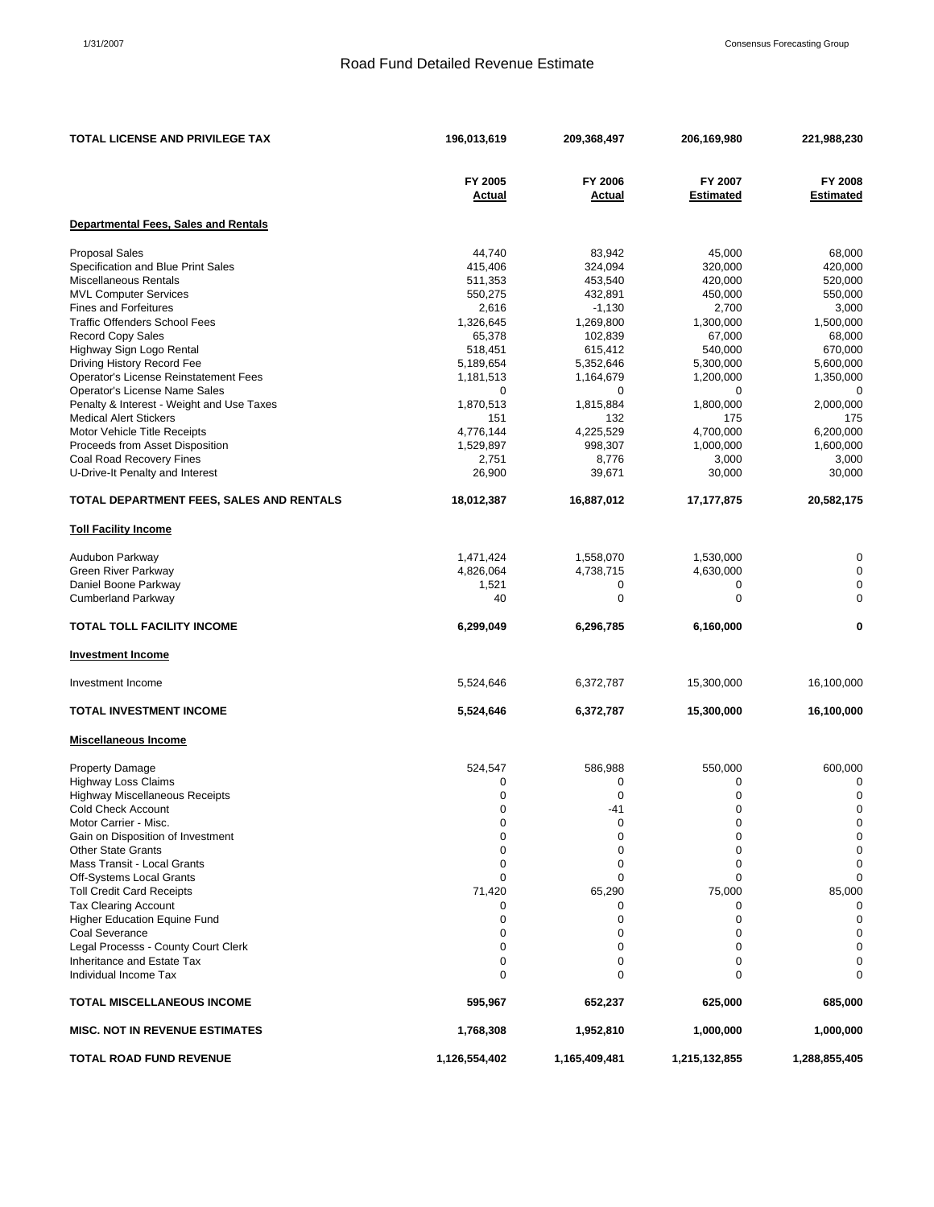# Road Fund Detailed Revenue Estimate

| | | | | |
|---|---|---|---|---|
| **TOTAL LICENSE AND PRIVILEGE TAX** | **196,013,619** | **209,368,497** | **206,169,980** | **221,988,230** |

| | FY 2005 Actual | FY 2006 Actual | FY 2007 Estimated | FY 2008 Estimated |
|---|---|---|---|---|
| **Departmental Fees, Sales and Rentals** | | | | |
| Proposal Sales | 44,740 | 83,942 | 45,000 | 68,000 |
| Specification and Blue Print Sales | 415,406 | 324,094 | 320,000 | 420,000 |
| Miscellaneous Rentals | 511,353 | 453,540 | 420,000 | 520,000 |
| MVL Computer Services | 550,275 | 432,891 | 450,000 | 550,000 |
| Fines and Forfeitures | 2,616 | -1,130 | 2,700 | 3,000 |
| Traffic Offenders School Fees | 1,326,645 | 1,269,800 | 1,300,000 | 1,500,000 |
| Record Copy Sales | 65,378 | 102,839 | 67,000 | 68,000 |
| Highway Sign Logo Rental | 518,451 | 615,412 | 540,000 | 670,000 |
| Driving History Record Fee | 5,189,654 | 5,352,646 | 5,300,000 | 5,600,000 |
| Operator's License Reinstatement Fees | 1,181,513 | 1,164,679 | 1,200,000 | 1,350,000 |
| Operator's License Name Sales | 0 | 0 | 0 | 0 |
| Penalty & Interest - Weight and Use Taxes | 1,870,513 | 1,815,884 | 1,800,000 | 2,000,000 |
| Medical Alert Stickers | 151 | 132 | 175 | 175 |
| Motor Vehicle Title Receipts | 4,776,144 | 4,225,529 | 4,700,000 | 6,200,000 |
| Proceeds from Asset Disposition | 1,529,897 | 998,307 | 1,000,000 | 1,600,000 |
| Coal Road Recovery Fines | 2,751 | 8,776 | 3,000 | 3,000 |
| U-Drive-It Penalty and Interest | 26,900 | 39,671 | 30,000 | 30,000 |
| **TOTAL DEPARTMENT FEES, SALES AND RENTALS** | **18,012,387** | **16,887,012** | **17,177,875** | **20,582,175** |
| **Toll Facility Income** | | | | |
| Audubon Parkway | 1,471,424 | 1,558,070 | 1,530,000 | 0 |
| Green River Parkway | 4,826,064 | 4,738,715 | 4,630,000 | 0 |
| Daniel Boone Parkway | 1,521 | 0 | 0 | 0 |
| Cumberland Parkway | 40 | 0 | 0 | 0 |
| **TOTAL TOLL FACILITY INCOME** | **6,299,049** | **6,296,785** | **6,160,000** | **0** |
| **Investment Income** | | | | |
| Investment Income | 5,524,646 | 6,372,787 | 15,300,000 | 16,100,000 |
| **TOTAL INVESTMENT INCOME** | **5,524,646** | **6,372,787** | **15,300,000** | **16,100,000** |
| **Miscellaneous Income** | | | | |
| Property Damage | 524,547 | 586,988 | 550,000 | 600,000 |
| Highway Loss Claims | 0 | 0 | 0 | 0 |
| Highway Miscellaneous Receipts | 0 | 0 | 0 | 0 |
| Cold Check Account | 0 | -41 | 0 | 0 |
| Motor Carrier - Misc. | 0 | 0 | 0 | 0 |
| Gain on Disposition of Investment | 0 | 0 | 0 | 0 |
| Other State Grants | 0 | 0 | 0 | 0 |
| Mass Transit - Local Grants | 0 | 0 | 0 | 0 |
| Off-Systems Local Grants | 0 | 0 | 0 | 0 |
| Toll Credit Card Receipts | 71,420 | 65,290 | 75,000 | 85,000 |
| Tax Clearing Account | 0 | 0 | 0 | 0 |
| Higher Education Equine Fund | 0 | 0 | 0 | 0 |
| Coal Severance | 0 | 0 | 0 | 0 |
| Legal Processs - County Court Clerk | 0 | 0 | 0 | 0 |
| Inheritance and Estate Tax | 0 | 0 | 0 | 0 |
| Individual Income Tax | 0 | 0 | 0 | 0 |
| **TOTAL MISCELLANEOUS INCOME** | **595,967** | **652,237** | **625,000** | **685,000** |
| **MISC. NOT IN REVENUE ESTIMATES** | **1,768,308** | **1,952,810** | **1,000,000** | **1,000,000** |
| **TOTAL ROAD FUND REVENUE** | **1,126,554,402** | **1,165,409,481** | **1,215,132,855** | **1,288,855,405** |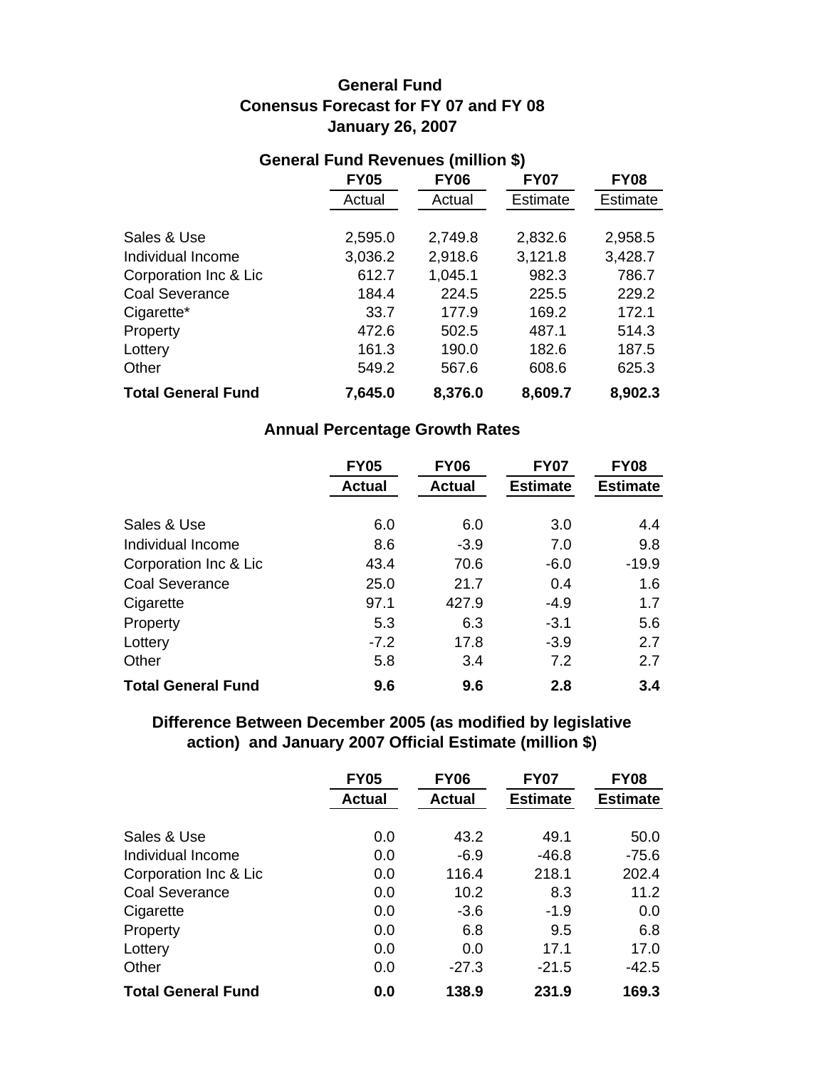# General Fund
# Conensus Forecast for FY 07 and FY 08
# January 26, 2007

## General Fund Revenues (million $)

| | FY05 Actual | FY06 Actual | FY07 Estimate | FY08 Estimate |
|---|---|---|---|---|
| Sales & Use | 2,595.0 | 2,749.8 | 2,832.6 | 2,958.5 |
| Individual Income | 3,036.2 | 2,918.6 | 3,121.8 | 3,428.7 |
| Corporation Inc & Lic | 612.7 | 1,045.1 | 982.3 | 786.7 |
| Coal Severance | 184.4 | 224.5 | 225.5 | 229.2 |
| Cigarette* | 33.7 | 177.9 | 169.2 | 172.1 |
| Property | 472.6 | 502.5 | 487.1 | 514.3 |
| Lottery | 161.3 | 190.0 | 182.6 | 187.5 |
| Other | 549.2 | 567.6 | 608.6 | 625.3 |
| **Total General Fund** | **7,645.0** | **8,376.0** | **8,609.7** | **8,902.3** |

## Annual Percentage Growth Rates

| | FY05 Actual | FY06 Actual | FY07 Estimate | FY08 Estimate |
|---|---|---|---|---|
| Sales & Use | 6.0 | 6.0 | 3.0 | 4.4 |
| Individual Income | 8.6 | -3.9 | 7.0 | 9.8 |
| Corporation Inc & Lic | 43.4 | 70.6 | -6.0 | -19.9 |
| Coal Severance | 25.0 | 21.7 | 0.4 | 1.6 |
| Cigarette | 97.1 | 427.9 | -4.9 | 1.7 |
| Property | 5.3 | 6.3 | -3.1 | 5.6 |
| Lottery | -7.2 | 17.8 | -3.9 | 2.7 |
| Other | 5.8 | 3.4 | 7.2 | 2.7 |
| **Total General Fund** | **9.6** | **9.6** | **2.8** | **3.4** |

## Difference Between December 2005 (as modified by legislative action) and January 2007 Official Estimate (million $)

| | FY05 Actual | FY06 Actual | FY07 Estimate | FY08 Estimate |
|---|---|---|---|---|
| Sales & Use | 0.0 | 43.2 | 49.1 | 50.0 |
| Individual Income | 0.0 | -6.9 | -46.8 | -75.6 |
| Corporation Inc & Lic | 0.0 | 116.4 | 218.1 | 202.4 |
| Coal Severance | 0.0 | 10.2 | 8.3 | 11.2 |
| Cigarette | 0.0 | -3.6 | -1.9 | 0.0 |
| Property | 0.0 | 6.8 | 9.5 | 6.8 |
| Lottery | 0.0 | 0.0 | 17.1 | 17.0 |
| Other | 0.0 | -27.3 | -21.5 | -42.5 |
| **Total General Fund** | **0.0** | **138.9** | **231.9** | **169.3** |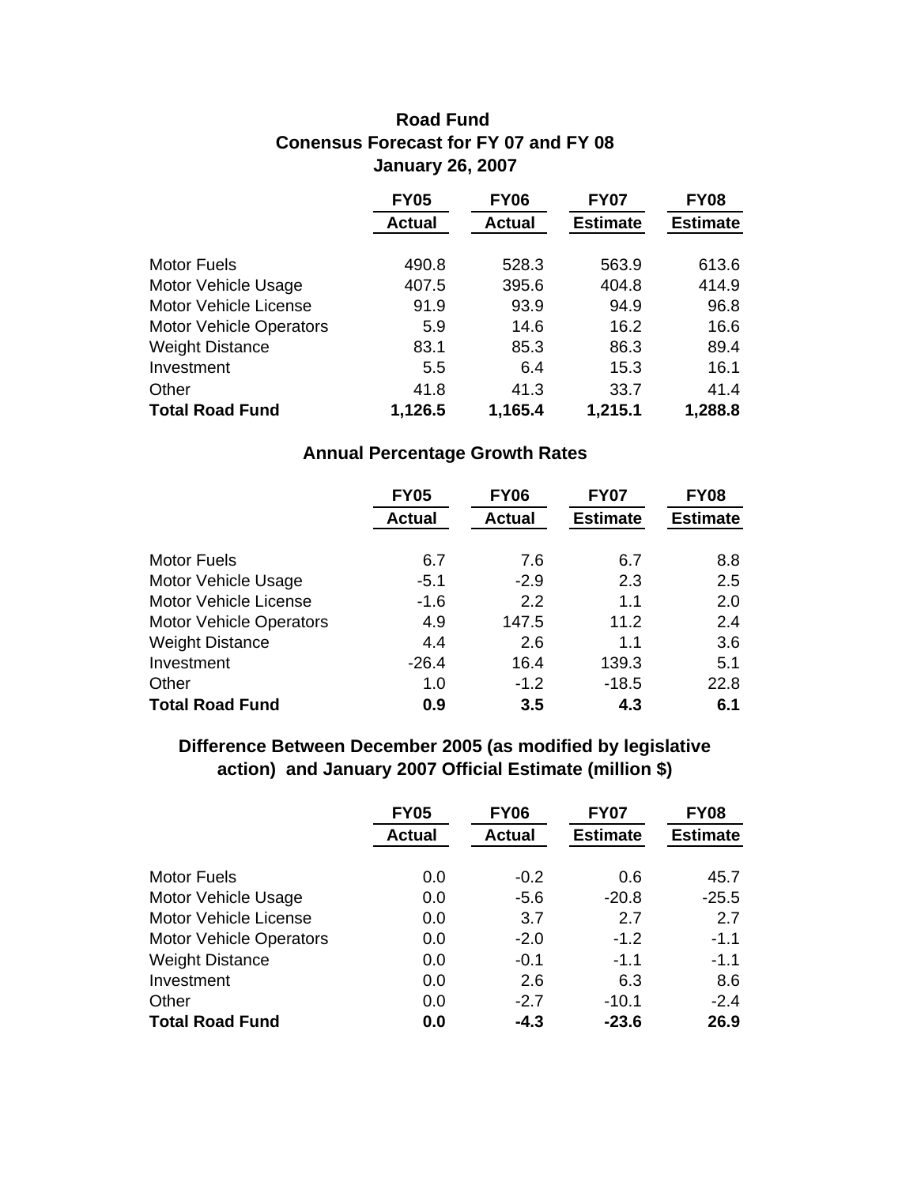# Road Fund
## Conensus Forecast for FY 07 and FY 08
## January 26, 2007

| | FY05 Actual | FY06 Actual | FY07 Estimate | FY08 Estimate |
|---|---|---|---|---|
| Motor Fuels | 490.8 | 528.3 | 563.9 | 613.6 |
| Motor Vehicle Usage | 407.5 | 395.6 | 404.8 | 414.9 |
| Motor Vehicle License | 91.9 | 93.9 | 94.9 | 96.8 |
| Motor Vehicle Operators | 5.9 | 14.6 | 16.2 | 16.6 |
| Weight Distance | 83.1 | 85.3 | 86.3 | 89.4 |
| Investment | 5.5 | 6.4 | 15.3 | 16.1 |
| Other | 41.8 | 41.3 | 33.7 | 41.4 |
| **Total Road Fund** | **1,126.5** | **1,165.4** | **1,215.1** | **1,288.8** |

## Annual Percentage Growth Rates

| | FY05 Actual | FY06 Actual | FY07 Estimate | FY08 Estimate |
|---|---|---|---|---|
| Motor Fuels | 6.7 | 7.6 | 6.7 | 8.8 |
| Motor Vehicle Usage | -5.1 | -2.9 | 2.3 | 2.5 |
| Motor Vehicle License | -1.6 | 2.2 | 1.1 | 2.0 |
| Motor Vehicle Operators | 4.9 | 147.5 | 11.2 | 2.4 |
| Weight Distance | 4.4 | 2.6 | 1.1 | 3.6 |
| Investment | -26.4 | 16.4 | 139.3 | 5.1 |
| Other | 1.0 | -1.2 | -18.5 | 22.8 |
| **Total Road Fund** | **0.9** | **3.5** | **4.3** | **6.1** |

## Difference Between December 2005 (as modified by legislative action) and January 2007 Official Estimate (million $)

| | FY05 Actual | FY06 Actual | FY07 Estimate | FY08 Estimate |
|---|---|---|---|---|
| Motor Fuels | 0.0 | -0.2 | 0.6 | 45.7 |
| Motor Vehicle Usage | 0.0 | -5.6 | -20.8 | -25.5 |
| Motor Vehicle License | 0.0 | 3.7 | 2.7 | 2.7 |
| Motor Vehicle Operators | 0.0 | -2.0 | -1.2 | -1.1 |
| Weight Distance | 0.0 | -0.1 | -1.1 | -1.1 |
| Investment | 0.0 | 2.6 | 6.3 | 8.6 |
| Other | 0.0 | -2.7 | -10.1 | -2.4 |
| **Total Road Fund** | **0.0** | **-4.3** | **-23.6** | **26.9** |